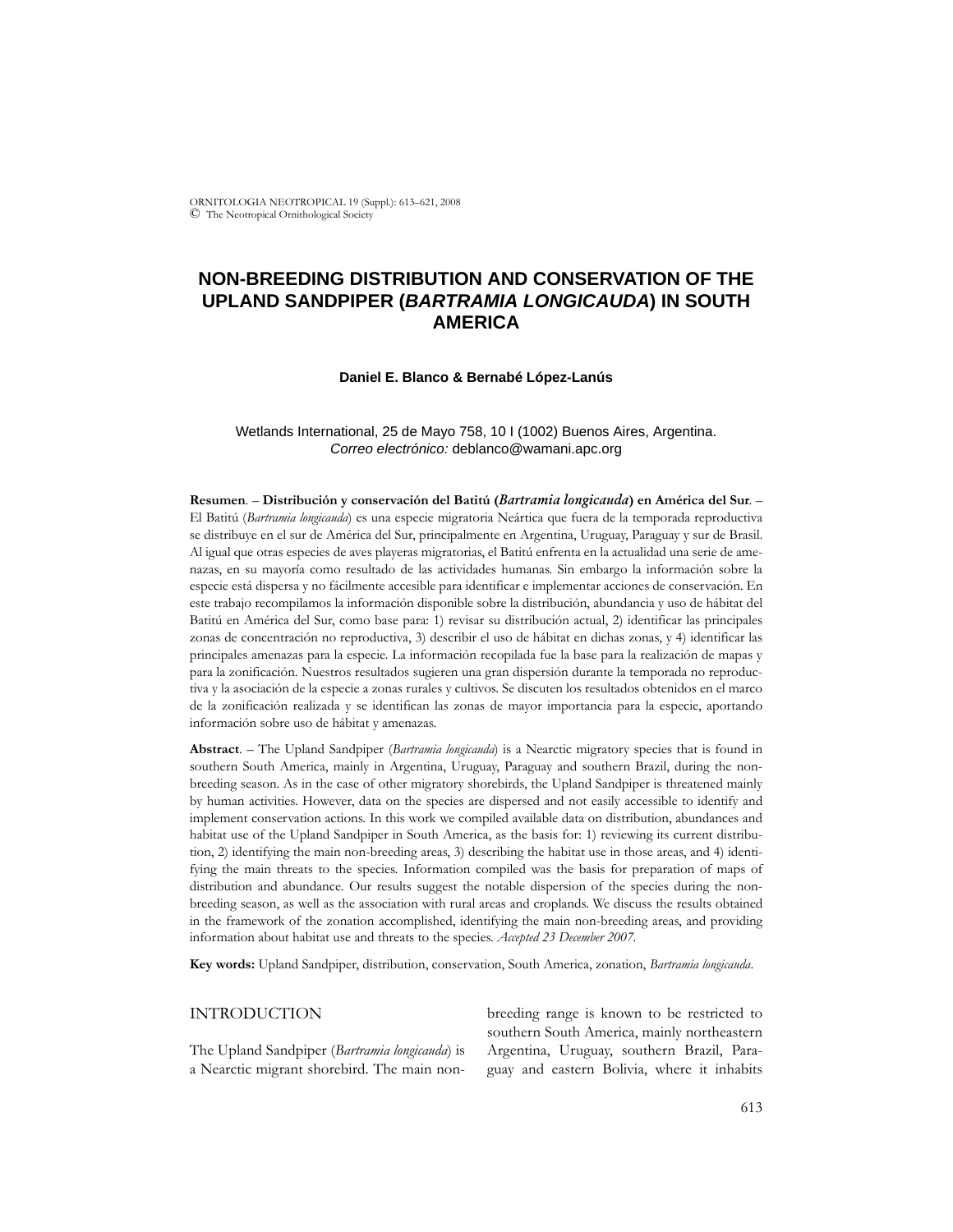# NON-BREEDING DISTRIBUTION AND CONSERVATION OF THE UPLAND SANDPIPER (*BARTRAMIA LONGICAUDA*) IN SOUTH AMERICA

**Daniel E. Blanco & Bernabé López-Lanús**

Wetlands International, 25 de Mayo 758, 10 I (1002) Buenos Aires, Argentina.
*Correo electrónico:* deblanco@wamani.apc.org

**Resumen**. – **Distribución y conservación del Batitú (*Bartramia longicauda*) en América del Sur**. – El Batitú (*Bartramia longicauda*) es una especie migratoria Neártica que fuera de la temporada reproductiva se distribuye en el sur de América del Sur, principalmente en Argentina, Uruguay, Paraguay y sur de Brasil. Al igual que otras especies de aves playeras migratorias, el Batitú enfrenta en la actualidad una serie de amenazas, en su mayoría como resultado de las actividades humanas. Sin embargo la información sobre la especie está dispersa y no fácilmente accesible para identificar e implementar acciones de conservación. En este trabajo recompilamos la información disponible sobre la distribución, abundancia y uso de hábitat del Batitú en América del Sur, como base para: 1) revisar su distribución actual, 2) identificar las principales zonas de concentración no reproductiva, 3) describir el uso de hábitat en dichas zonas, y 4) identificar las principales amenazas para la especie. La información recopilada fue la base para la realización de mapas y para la zonificación. Nuestros resultados sugieren una gran dispersión durante la temporada no reproductiva y la asociación de la especie a zonas rurales y cultivos. Se discuten los resultados obtenidos en el marco de la zonificación realizada y se identifican las zonas de mayor importancia para la especie, aportando información sobre uso de hábitat y amenazas.

**Abstract**. – The Upland Sandpiper (*Bartramia longicauda*) is a Nearctic migratory species that is found in southern South America, mainly in Argentina, Uruguay, Paraguay and southern Brazil, during the non-breeding season. As in the case of other migratory shorebirds, the Upland Sandpiper is threatened mainly by human activities. However, data on the species are dispersed and not easily accessible to identify and implement conservation actions. In this work we compiled available data on distribution, abundances and habitat use of the Upland Sandpiper in South America, as the basis for: 1) reviewing its current distribution, 2) identifying the main non-breeding areas, 3) describing the habitat use in those areas, and 4) identifying the main threats to the species. Information compiled was the basis for preparation of maps of distribution and abundance. Our results suggest the notable dispersion of the species during the non-breeding season, as well as the association with rural areas and croplands. We discuss the results obtained in the framework of the zonation accomplished, identifying the main non-breeding areas, and providing information about habitat use and threats to the species. *Accepted 23 December 2007.*

**Key words:** Upland Sandpiper, distribution, conservation, South America, zonation, *Bartramia longicauda*.

## INTRODUCTION

The Upland Sandpiper (*Bartramia longicauda*) is a Nearctic migrant shorebird. The main non-breeding range is known to be restricted to southern South America, mainly northeastern Argentina, Uruguay, southern Brazil, Paraguay and eastern Bolivia, where it inhabits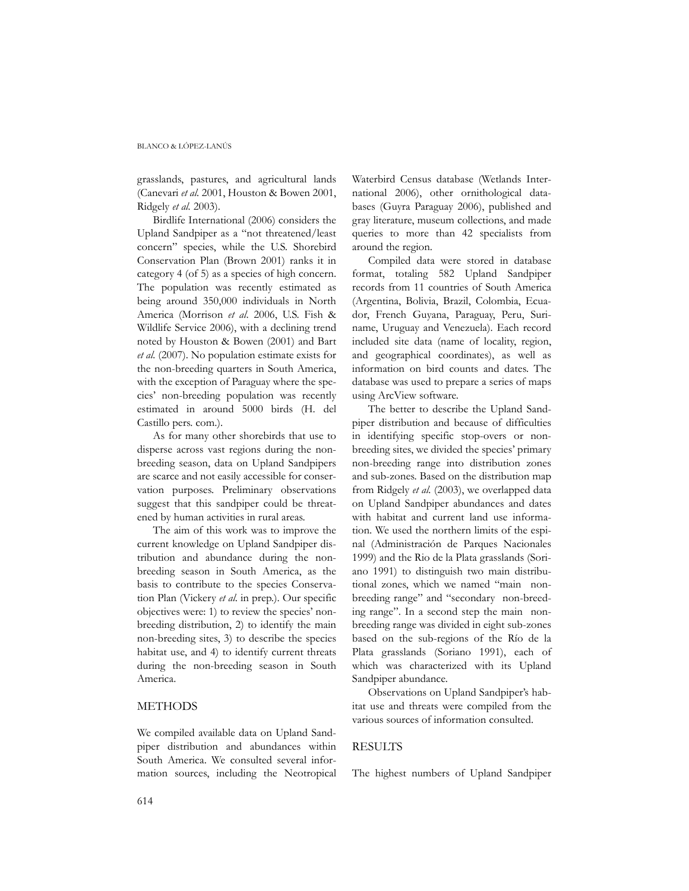grasslands, pastures, and agricultural lands (Canevari *et al.* 2001, Houston & Bowen 2001, Ridgely *et al.* 2003).

Birdlife International (2006) considers the Upland Sandpiper as a "not threatened/least concern" species, while the U.S. Shorebird Conservation Plan (Brown 2001) ranks it in category 4 (of 5) as a species of high concern. The population was recently estimated as being around 350,000 individuals in North America (Morrison *et al.* 2006, U.S. Fish & Wildlife Service 2006), with a declining trend noted by Houston & Bowen (2001) and Bart *et al.* (2007). No population estimate exists for the non-breeding quarters in South America, with the exception of Paraguay where the species' non-breeding population was recently estimated in around 5000 birds (H. del Castillo pers. com.).

As for many other shorebirds that use to disperse across vast regions during the non-breeding season, data on Upland Sandpipers are scarce and not easily accessible for conservation purposes. Preliminary observations suggest that this sandpiper could be threatened by human activities in rural areas.

The aim of this work was to improve the current knowledge on Upland Sandpiper distribution and abundance during the non-breeding season in South America, as the basis to contribute to the species Conservation Plan (Vickery *et al.* in prep.). Our specific objectives were: 1) to review the species' non-breeding distribution, 2) to identify the main non-breeding sites, 3) to describe the species habitat use, and 4) to identify current threats during the non-breeding season in South America.

## METHODS

We compiled available data on Upland Sandpiper distribution and abundances within South America. We consulted several information sources, including the Neotropical Waterbird Census database (Wetlands International 2006), other ornithological databases (Guyra Paraguay 2006), published and gray literature, museum collections, and made queries to more than 42 specialists from around the region.

Compiled data were stored in database format, totaling 582 Upland Sandpiper records from 11 countries of South America (Argentina, Bolivia, Brazil, Colombia, Ecuador, French Guyana, Paraguay, Peru, Suriname, Uruguay and Venezuela). Each record included site data (name of locality, region, and geographical coordinates), as well as information on bird counts and dates. The database was used to prepare a series of maps using ArcView software.

The better to describe the Upland Sandpiper distribution and because of difficulties in identifying specific stop-overs or non-breeding sites, we divided the species' primary non-breeding range into distribution zones and sub-zones. Based on the distribution map from Ridgely *et al.* (2003), we overlapped data on Upland Sandpiper abundances and dates with habitat and current land use information. We used the northern limits of the espinal (Administración de Parques Nacionales 1999) and the Rio de la Plata grasslands (Soriano 1991) to distinguish two main distributional zones, which we named "main non-breeding range" and "secondary non-breeding range". In a second step the main non-breeding range was divided in eight sub-zones based on the sub-regions of the Río de la Plata grasslands (Soriano 1991), each of which was characterized with its Upland Sandpiper abundance.

Observations on Upland Sandpiper's habitat use and threats were compiled from the various sources of information consulted.

## RESULTS

The highest numbers of Upland Sandpiper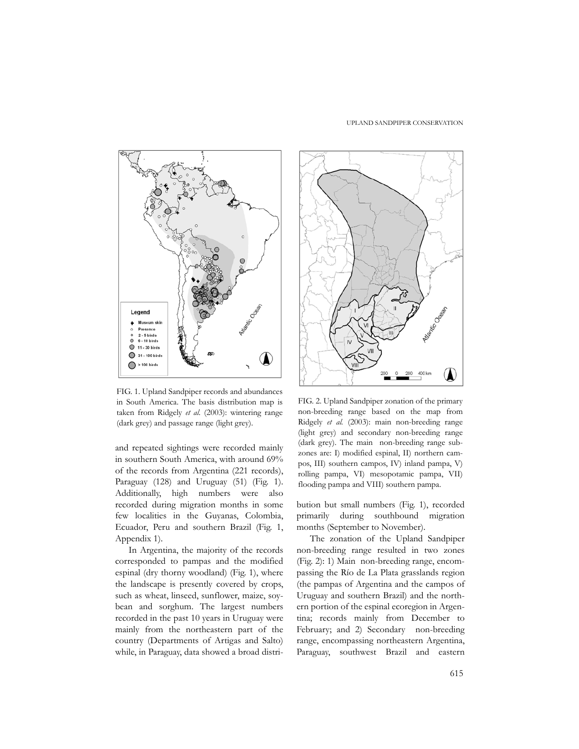FIG. 1. Upland Sandpiper records and abundances in South America. The basis distribution map is taken from Ridgely *et al.* (2003): wintering range (dark grey) and passage range (light grey).

FIG. 2. Upland Sandpiper zonation of the primary non-breeding range based on the map from Ridgely *et al.* (2003): main non-breeding range (light grey) and secondary non-breeding range (dark grey). The main non-breeding range subzones are: I) modified espinal, II) northern campos, III) southern campos, IV) inland pampa, V) rolling pampa, VI) mesopotamic pampa, VII) flooding pampa and VIII) southern pampa.

and repeated sightings were recorded mainly in southern South America, with around 69% of the records from Argentina (221 records), Paraguay (128) and Uruguay (51) (Fig. 1). Additionally, high numbers were also recorded during migration months in some few localities in the Guyanas, Colombia, Ecuador, Peru and southern Brazil (Fig. 1, Appendix 1).

In Argentina, the majority of the records corresponded to pampas and the modified espinal (dry thorny woodland) (Fig. 1), where the landscape is presently covered by crops, such as wheat, linseed, sunflower, maize, soybean and sorghum. The largest numbers recorded in the past 10 years in Uruguay were mainly from the northeastern part of the country (Departments of Artigas and Salto) while, in Paraguay, data showed a broad distribution but small numbers (Fig. 1), recorded primarily during southbound migration months (September to November).

The zonation of the Upland Sandpiper non-breeding range resulted in two zones (Fig. 2): 1) Main non-breeding range, encompassing the Río de La Plata grasslands region (the pampas of Argentina and the campos of Uruguay and southern Brazil) and the northern portion of the espinal ecoregion in Argentina; records mainly from December to February; and 2) Secondary non-breeding range, encompassing northeastern Argentina, Paraguay, southwest Brazil and eastern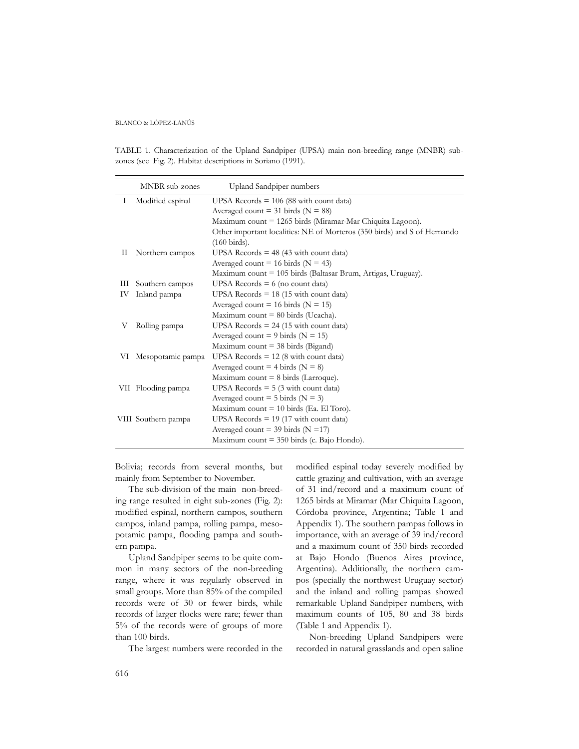TABLE 1. Characterization of the Upland Sandpiper (UPSA) main non-breeding range (MNBR) sub-zones (see Fig. 2). Habitat descriptions in Soriano (1991).

| | MNBR sub-zones | Upland Sandpiper numbers |
|---|---|---|
| I | Modified espinal | UPSA Records = 106 (88 with count data)<br>Averaged count = 31 birds (N = 88)<br>Maximum count = 1265 birds (Miramar-Mar Chiquita Lagoon).<br>Other important localities: NE of Morteros (350 birds) and S of Hernando (160 birds). |
| II | Northern campos | UPSA Records = 48 (43 with count data)<br>Averaged count = 16 birds (N = 43)<br>Maximum count = 105 birds (Baltasar Brum, Artigas, Uruguay). |
| III | Southern campos | UPSA Records = 6 (no count data) |
| IV | Inland pampa | UPSA Records = 18 (15 with count data)<br>Averaged count = 16 birds (N = 15)<br>Maximum count = 80 birds (Ucacha). |
| V | Rolling pampa | UPSA Records = 24 (15 with count data)<br>Averaged count = 9 birds (N = 15)<br>Maximum count = 38 birds (Bigand) |
| VI | Mesopotamic pampa | UPSA Records = 12 (8 with count data)<br>Averaged count = 4 birds (N = 8)<br>Maximum count = 8 birds (Larroque). |
| VII | Flooding pampa | UPSA Records = 5 (3 with count data)<br>Averaged count = 5 birds (N = 3)<br>Maximum count = 10 birds (Ea. El Toro). |
| VIII | Southern pampa | UPSA Records = 19 (17 with count data)<br>Averaged count = 39 birds (N =17)<br>Maximum count = 350 birds (c. Bajo Hondo). |

Bolivia; records from several months, but mainly from September to November.

The sub-division of the main non-breeding range resulted in eight sub-zones (Fig. 2): modified espinal, northern campos, southern campos, inland pampa, rolling pampa, mesopotamic pampa, flooding pampa and southern pampa.

Upland Sandpiper seems to be quite common in many sectors of the non-breeding range, where it was regularly observed in small groups. More than 85% of the compiled records were of 30 or fewer birds, while records of larger flocks were rare; fewer than 5% of the records were of groups of more than 100 birds.

The largest numbers were recorded in the modified espinal today severely modified by cattle grazing and cultivation, with an average of 31 ind/record and a maximum count of 1265 birds at Miramar (Mar Chiquita Lagoon, Córdoba province, Argentina; Table 1 and Appendix 1). The southern pampas follows in importance, with an average of 39 ind/record and a maximum count of 350 birds recorded at Bajo Hondo (Buenos Aires province, Argentina). Additionally, the northern campos (specially the northwest Uruguay sector) and the inland and rolling pampas showed remarkable Upland Sandpiper numbers, with maximum counts of 105, 80 and 38 birds (Table 1 and Appendix 1).

Non-breeding Upland Sandpipers were recorded in natural grasslands and open saline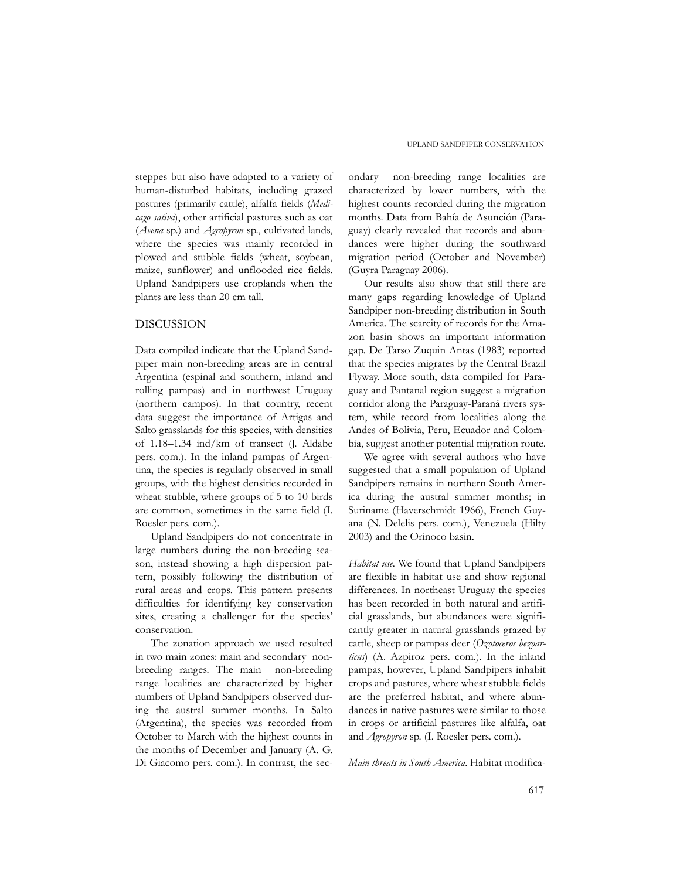steppes but also have adapted to a variety of human-disturbed habitats, including grazed pastures (primarily cattle), alfalfa fields (*Medicago sativa*), other artificial pastures such as oat (*Avena* sp.) and *Agropyron* sp., cultivated lands, where the species was mainly recorded in plowed and stubble fields (wheat, soybean, maize, sunflower) and unflooded rice fields. Upland Sandpipers use croplands when the plants are less than 20 cm tall.

## DISCUSSION

Data compiled indicate that the Upland Sandpiper main non-breeding areas are in central Argentina (espinal and southern, inland and rolling pampas) and in northwest Uruguay (northern campos). In that country, recent data suggest the importance of Artigas and Salto grasslands for this species, with densities of 1.18–1.34 ind/km of transect (J. Aldabe pers. com.). In the inland pampas of Argentina, the species is regularly observed in small groups, with the highest densities recorded in wheat stubble, where groups of 5 to 10 birds are common, sometimes in the same field (I. Roesler pers. com.).

Upland Sandpipers do not concentrate in large numbers during the non-breeding season, instead showing a high dispersion pattern, possibly following the distribution of rural areas and crops. This pattern presents difficulties for identifying key conservation sites, creating a challenger for the species' conservation.

The zonation approach we used resulted in two main zones: main and secondary non-breeding ranges. The main non-breeding range localities are characterized by higher numbers of Upland Sandpipers observed during the austral summer months. In Salto (Argentina), the species was recorded from October to March with the highest counts in the months of December and January (A. G. Di Giacomo pers. com.). In contrast, the secondary non-breeding range localities are characterized by lower numbers, with the highest counts recorded during the migration months. Data from Bahía de Asunción (Paraguay) clearly revealed that records and abundances were higher during the southward migration period (October and November) (Guyra Paraguay 2006).

Our results also show that still there are many gaps regarding knowledge of Upland Sandpiper non-breeding distribution in South America. The scarcity of records for the Amazon basin shows an important information gap. De Tarso Zuquin Antas (1983) reported that the species migrates by the Central Brazil Flyway. More south, data compiled for Paraguay and Pantanal region suggest a migration corridor along the Paraguay-Paraná rivers system, while record from localities along the Andes of Bolivia, Peru, Ecuador and Colombia, suggest another potential migration route.

We agree with several authors who have suggested that a small population of Upland Sandpipers remains in northern South America during the austral summer months; in Suriname (Haverschmidt 1966), French Guyana (N. Delelis pers. com.), Venezuela (Hilty 2003) and the Orinoco basin.

*Habitat use.* We found that Upland Sandpipers are flexible in habitat use and show regional differences. In northeast Uruguay the species has been recorded in both natural and artificial grasslands, but abundances were significantly greater in natural grasslands grazed by cattle, sheep or pampas deer (*Ozotoceros bezoarticus*) (A. Azpiroz pers. com.). In the inland pampas, however, Upland Sandpipers inhabit crops and pastures, where wheat stubble fields are the preferred habitat, and where abundances in native pastures were similar to those in crops or artificial pastures like alfalfa, oat and *Agropyron* sp. (I. Roesler pers. com.).

*Main threats in South America.* Habitat modifica-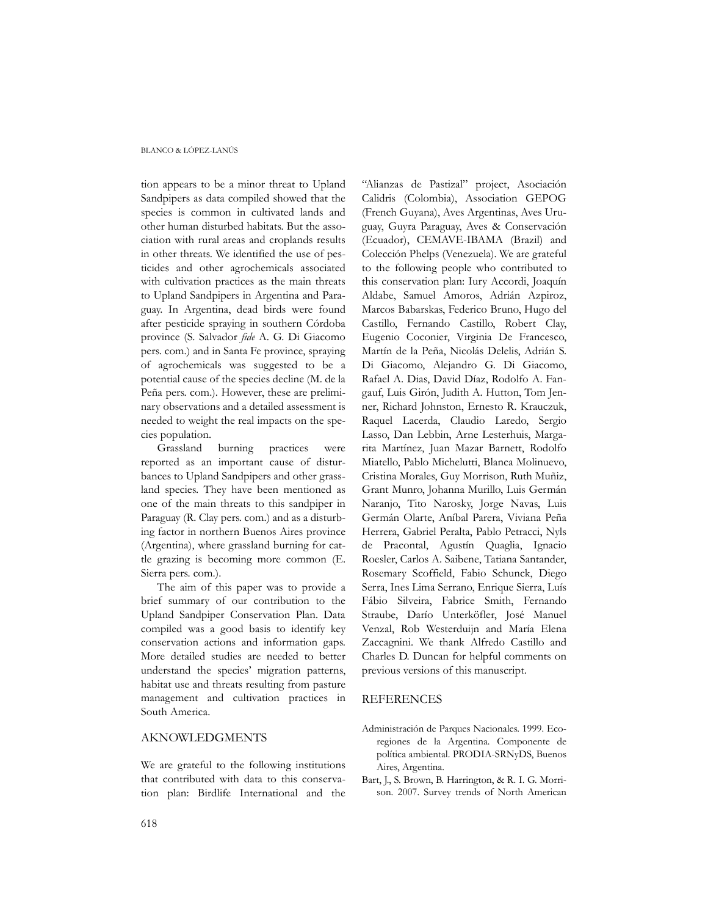tion appears to be a minor threat to Upland Sandpipers as data compiled showed that the species is common in cultivated lands and other human disturbed habitats. But the association with rural areas and croplands results in other threats. We identified the use of pesticides and other agrochemicals associated with cultivation practices as the main threats to Upland Sandpipers in Argentina and Paraguay. In Argentina, dead birds were found after pesticide spraying in southern Córdoba province (S. Salvador *fide* A. G. Di Giacomo pers. com.) and in Santa Fe province, spraying of agrochemicals was suggested to be a potential cause of the species decline (M. de la Peña pers. com.). However, these are preliminary observations and a detailed assessment is needed to weight the real impacts on the species population.

Grassland burning practices were reported as an important cause of disturbances to Upland Sandpipers and other grassland species. They have been mentioned as one of the main threats to this sandpiper in Paraguay (R. Clay pers. com.) and as a disturbing factor in northern Buenos Aires province (Argentina), where grassland burning for cattle grazing is becoming more common (E. Sierra pers. com.).

The aim of this paper was to provide a brief summary of our contribution to the Upland Sandpiper Conservation Plan. Data compiled was a good basis to identify key conservation actions and information gaps. More detailed studies are needed to better understand the species' migration patterns, habitat use and threats resulting from pasture management and cultivation practices in South America.

## AKNOWLEDGMENTS

We are grateful to the following institutions that contributed with data to this conservation plan: Birdlife International and the "Alianzas de Pastizal" project, Asociación Calidris (Colombia), Association GEPOG (French Guyana), Aves Argentinas, Aves Uruguay, Guyra Paraguay, Aves & Conservación (Ecuador), CEMAVE-IBAMA (Brazil) and Colección Phelps (Venezuela). We are grateful to the following people who contributed to this conservation plan: Iury Accordi, Joaquín Aldabe, Samuel Amoros, Adrián Azpiroz, Marcos Babarskas, Federico Bruno, Hugo del Castillo, Fernando Castillo, Robert Clay, Eugenio Coconier, Virginia De Francesco, Martín de la Peña, Nicolás Delelis, Adrián S. Di Giacomo, Alejandro G. Di Giacomo, Rafael A. Dias, David Díaz, Rodolfo A. Fangauf, Luis Girón, Judith A. Hutton, Tom Jenner, Richard Johnston, Ernesto R. Krauczuk, Raquel Lacerda, Claudio Laredo, Sergio Lasso, Dan Lebbin, Arne Lesterhuis, Margarita Martínez, Juan Mazar Barnett, Rodolfo Miatello, Pablo Michelutti, Blanca Molinuevo, Cristina Morales, Guy Morrison, Ruth Muñiz, Grant Munro, Johanna Murillo, Luis Germán Naranjo, Tito Narosky, Jorge Navas, Luis Germán Olarte, Aníbal Parera, Viviana Peña Herrera, Gabriel Peralta, Pablo Petracci, Nyls de Pracontal, Agustín Quaglia, Ignacio Roesler, Carlos A. Saibene, Tatiana Santander, Rosemary Scoffield, Fabio Schunck, Diego Serra, Ines Lima Serrano, Enrique Sierra, Luís Fábio Silveira, Fabrice Smith, Fernando Straube, Darío Unterköfler, José Manuel Venzal, Rob Westerduijn and María Elena Zaccagnini. We thank Alfredo Castillo and Charles D. Duncan for helpful comments on previous versions of this manuscript.

## REFERENCES

Administración de Parques Nacionales. 1999. Ecoregiones de la Argentina. Componente de política ambiental. PRODIA-SRNyDS, Buenos Aires, Argentina.

Bart, J., S. Brown, B. Harrington, & R. I. G. Morrison. 2007. Survey trends of North American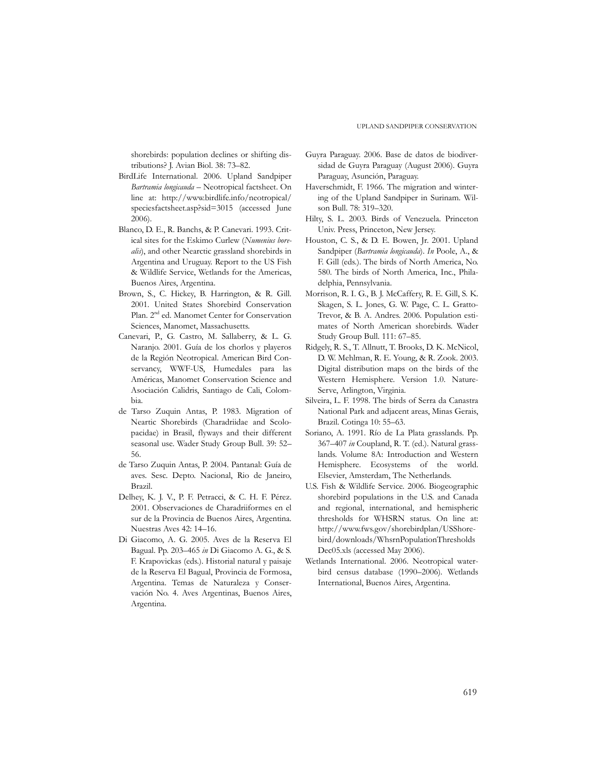shorebirds: population declines or shifting distributions? J. Avian Biol. 38: 73–82.

BirdLife International. 2006. Upland Sandpiper *Bartramia longicauda* – Neotropical factsheet. On line at: http://www.birdlife.info/neotropical/speciesfactsheet.asp?sid=3015 (accessed June 2006).

Blanco, D. E., R. Banchs, & P. Canevari. 1993. Critical sites for the Eskimo Curlew (*Numenius borealis*), and other Nearctic grassland shorebirds in Argentina and Uruguay. Report to the US Fish & Wildlife Service, Wetlands for the Americas, Buenos Aires, Argentina.

Brown, S., C. Hickey, B. Harrington, & R. Gill. 2001. United States Shorebird Conservation Plan. 2nd ed. Manomet Center for Conservation Sciences, Manomet, Massachusetts.

Canevari, P., G. Castro, M. Sallaberry, & L. G. Naranjo. 2001. Guía de los chorlos y playeros de la Región Neotropical. American Bird Conservancy, WWF-US, Humedales para las Américas, Manomet Conservation Science and Asociación Calidris, Santiago de Cali, Colombia.

de Tarso Zuquin Antas, P. 1983. Migration of Neartic Shorebirds (Charadriidae and Scolopacidae) in Brasil, flyways and their different seasonal use. Wader Study Group Bull. 39: 52–56.

de Tarso Zuquin Antas, P. 2004. Pantanal: Guía de aves. Sesc. Depto. Nacional, Rio de Janeiro, Brazil.

Delhey, K. J. V., P. F. Petracci, & C. H. F. Pérez. 2001. Observaciones de Charadriiformes en el sur de la Provincia de Buenos Aires, Argentina. Nuestras Aves 42: 14–16.

Di Giacomo, A. G. 2005. Aves de la Reserva El Bagual. Pp. 203–465 *in* Di Giacomo A. G., & S. F. Krapovickas (eds.). Historial natural y paisaje de la Reserva El Bagual, Provincia de Formosa, Argentina. Temas de Naturaleza y Conservación No. 4. Aves Argentinas, Buenos Aires, Argentina.

Guyra Paraguay. 2006. Base de datos de biodiversidad de Guyra Paraguay (August 2006). Guyra Paraguay, Asunción, Paraguay.

Haverschmidt, F. 1966. The migration and wintering of the Upland Sandpiper in Surinam. Wilson Bull. 78: 319–320.

Hilty, S. L. 2003. Birds of Venezuela. Princeton Univ. Press, Princeton, New Jersey.

Houston, C. S., & D. E. Bowen, Jr. 2001. Upland Sandpiper (*Bartramia longicauda*). *In* Poole, A., & F. Gill (eds.). The birds of North America, No. 580. The birds of North America, Inc., Philadelphia, Pennsylvania.

Morrison, R. I. G., B. J. McCaffery, R. E. Gill, S. K. Skagen, S. L. Jones, G. W. Page, C. L. Gratto-Trevor, & B. A. Andres. 2006. Population estimates of North American shorebirds. Wader Study Group Bull. 111: 67–85.

Ridgely, R. S., T. Allnutt, T. Brooks, D. K. McNicol, D. W. Mehlman, R. E. Young, & R. Zook. 2003. Digital distribution maps on the birds of the Western Hemisphere. Version 1.0. NatureServe, Arlington, Virginia.

Silveira, L. F. 1998. The birds of Serra da Canastra National Park and adjacent areas, Minas Gerais, Brazil. Cotinga 10: 55–63.

Soriano, A. 1991. Río de La Plata grasslands. Pp. 367–407 *in* Coupland, R. T. (ed.). Natural grasslands. Volume 8A: Introduction and Western Hemisphere. Ecosystems of the world. Elsevier, Amsterdam, The Netherlands.

U.S. Fish & Wildlife Service. 2006. Biogeographic shorebird populations in the U.S. and Canada and regional, international, and hemispheric thresholds for WHSRN status. On line at: http://www.fws.gov/shorebirdplan/USShorebird/downloads/WhsrnPopulationThresholdsDec05.xls (accessed May 2006).

Wetlands International. 2006. Neotropical waterbird census database (1990–2006). Wetlands International, Buenos Aires, Argentina.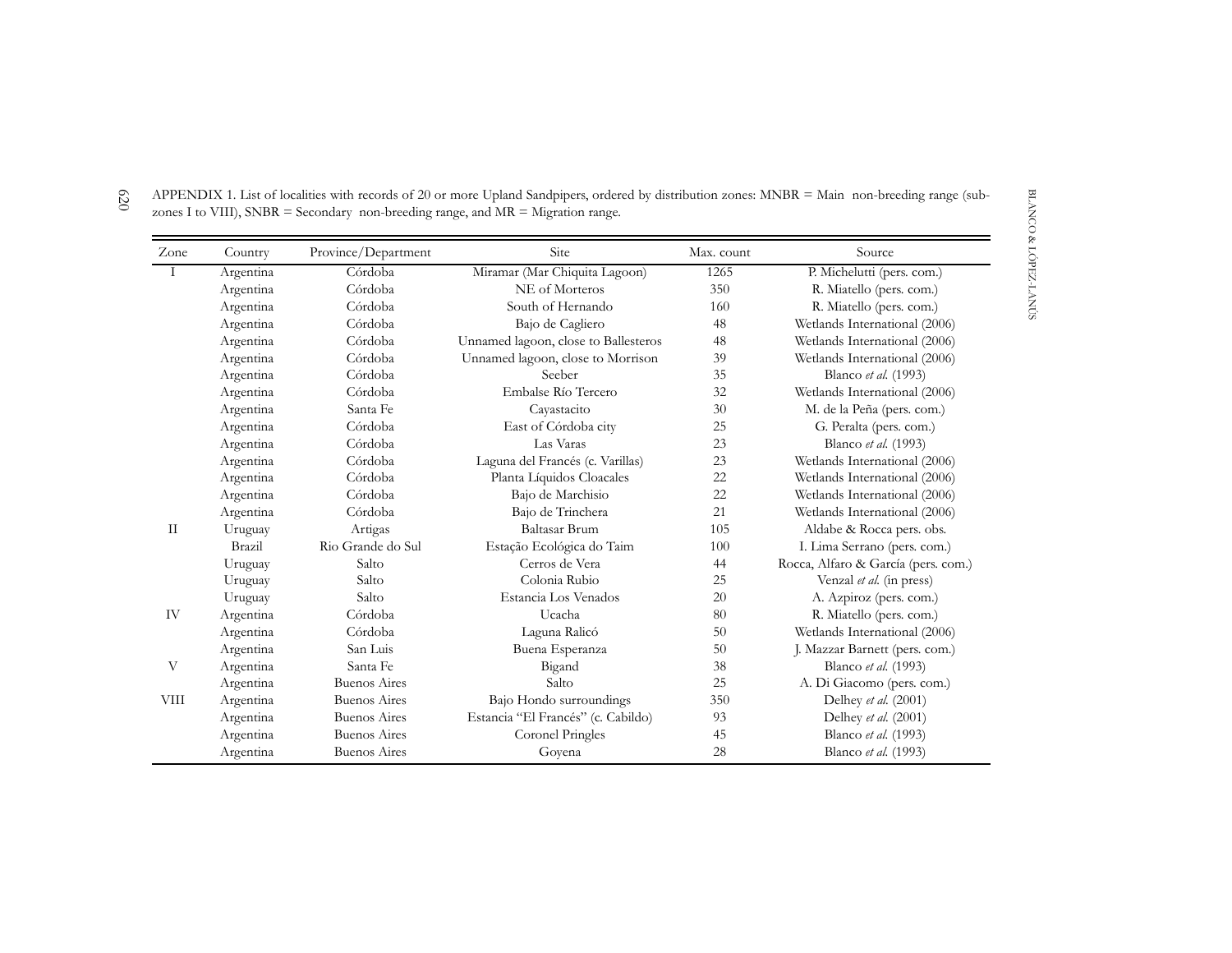APPENDIX 1. List of localities with records of 20 or more Upland Sandpipers, ordered by distribution zones: MNBR = Main non-breeding range (subzones I to VIII), SNBR = Secondary non-breeding range, and MR = Migration range.

| Zone | Country | Province/Department | Site | Max. count | Source |
|---|---|---|---|---|---|
| I | Argentina | Córdoba | Miramar (Mar Chiquita Lagoon) | 1265 | P. Michelutti (pers. com.) |
| | Argentina | Córdoba | NE of Morteros | 350 | R. Miatello (pers. com.) |
| | Argentina | Córdoba | South of Hernando | 160 | R. Miatello (pers. com.) |
| | Argentina | Córdoba | Bajo de Cagliero | 48 | Wetlands International (2006) |
| | Argentina | Córdoba | Unnamed lagoon, close to Ballesteros | 48 | Wetlands International (2006) |
| | Argentina | Córdoba | Unnamed lagoon, close to Morrison | 39 | Wetlands International (2006) |
| | Argentina | Córdoba | Seeber | 35 | Blanco *et al.* (1993) |
| | Argentina | Córdoba | Embalse Río Tercero | 32 | Wetlands International (2006) |
| | Argentina | Santa Fe | Cayastacito | 30 | M. de la Peña (pers. com.) |
| | Argentina | Córdoba | East of Córdoba city | 25 | G. Peralta (pers. com.) |
| | Argentina | Córdoba | Las Varas | 23 | Blanco *et al.* (1993) |
| | Argentina | Córdoba | Laguna del Francés (c. Varillas) | 23 | Wetlands International (2006) |
| | Argentina | Córdoba | Planta Líquidos Cloacales | 22 | Wetlands International (2006) |
| | Argentina | Córdoba | Bajo de Marchisio | 22 | Wetlands International (2006) |
| | Argentina | Córdoba | Bajo de Trinchera | 21 | Wetlands International (2006) |
| II | Uruguay | Artigas | Baltasar Brum | 105 | Aldabe & Rocca pers. obs. |
| | Brazil | Rio Grande do Sul | Estação Ecológica do Taim | 100 | I. Lima Serrano (pers. com.) |
| | Uruguay | Salto | Cerros de Vera | 44 | Rocca, Alfaro & García (pers. com.) |
| | Uruguay | Salto | Colonia Rubio | 25 | Venzal *et al.* (in press) |
| | Uruguay | Salto | Estancia Los Venados | 20 | A. Azpiroz (pers. com.) |
| IV | Argentina | Córdoba | Ucacha | 80 | R. Miatello (pers. com.) |
| | Argentina | Córdoba | Laguna Ralicó | 50 | Wetlands International (2006) |
| | Argentina | San Luis | Buena Esperanza | 50 | J. Mazzar Barnett (pers. com.) |
| V | Argentina | Santa Fe | Bigand | 38 | Blanco *et al.* (1993) |
| | Argentina | Buenos Aires | Salto | 25 | A. Di Giacomo (pers. com.) |
| VIII | Argentina | Buenos Aires | Bajo Hondo surroundings | 350 | Delhey *et al.* (2001) |
| | Argentina | Buenos Aires | Estancia "El Francés" (c. Cabildo) | 93 | Delhey *et al.* (2001) |
| | Argentina | Buenos Aires | Coronel Pringles | 45 | Blanco *et al.* (1993) |
| | Argentina | Buenos Aires | Goyena | 28 | Blanco *et al.* (1993) |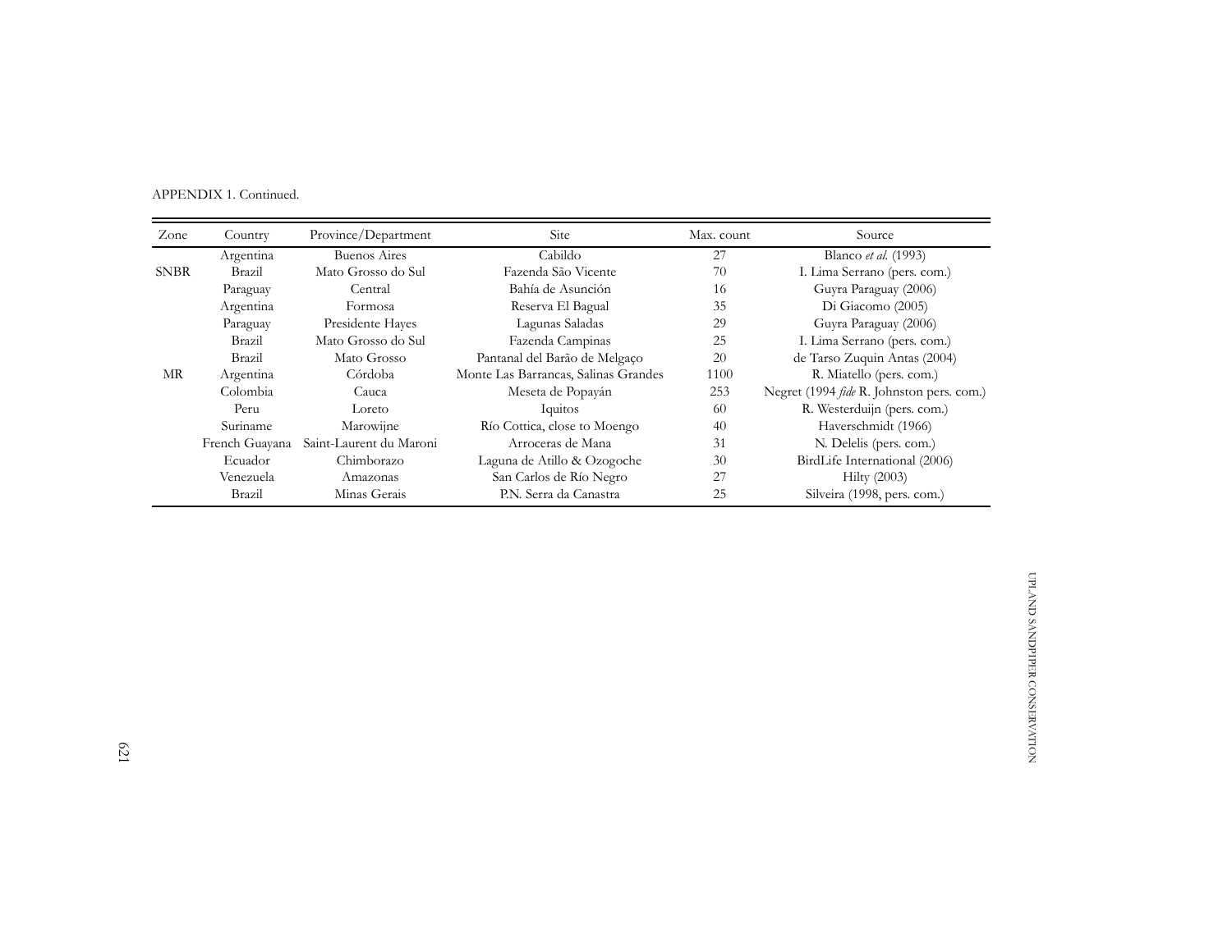APPENDIX 1. Continued.

| Zone | Country | Province/Department | Site | Max. count | Source |
|---|---|---|---|---|---|
| | Argentina | Buenos Aires | Cabildo | 27 | Blanco *et al.* (1993) |
| SNBR | Brazil | Mato Grosso do Sul | Fazenda São Vicente | 70 | I. Lima Serrano (pers. com.) |
| | Paraguay | Central | Bahía de Asunción | 16 | Guyra Paraguay (2006) |
| | Argentina | Formosa | Reserva El Bagual | 35 | Di Giacomo (2005) |
| | Paraguay | Presidente Hayes | Lagunas Saladas | 29 | Guyra Paraguay (2006) |
| | Brazil | Mato Grosso do Sul | Fazenda Campinas | 25 | I. Lima Serrano (pers. com.) |
| | Brazil | Mato Grosso | Pantanal del Barão de Melgaço | 20 | de Tarso Zuquin Antas (2004) |
| MR | Argentina | Córdoba | Monte Las Barrancas, Salinas Grandes | 1100 | R. Miatello (pers. com.) |
| | Colombia | Cauca | Meseta de Popayán | 253 | Negret (1994 *fide* R. Johnston pers. com.) |
| | Peru | Loreto | Iquitos | 60 | R. Westerduijn (pers. com.) |
| | Suriname | Marowijne | Río Cottica, close to Moengo | 40 | Haverschmidt (1966) |
| | French Guayana | Saint-Laurent du Maroni | Arroceras de Mana | 31 | N. Delelis (pers. com.) |
| | Ecuador | Chimborazo | Laguna de Atillo & Ozogoche | 30 | BirdLife International (2006) |
| | Venezuela | Amazonas | San Carlos de Río Negro | 27 | Hilty (2003) |
| | Brazil | Minas Gerais | P.N. Serra da Canastra | 25 | Silveira (1998, pers. com.) |